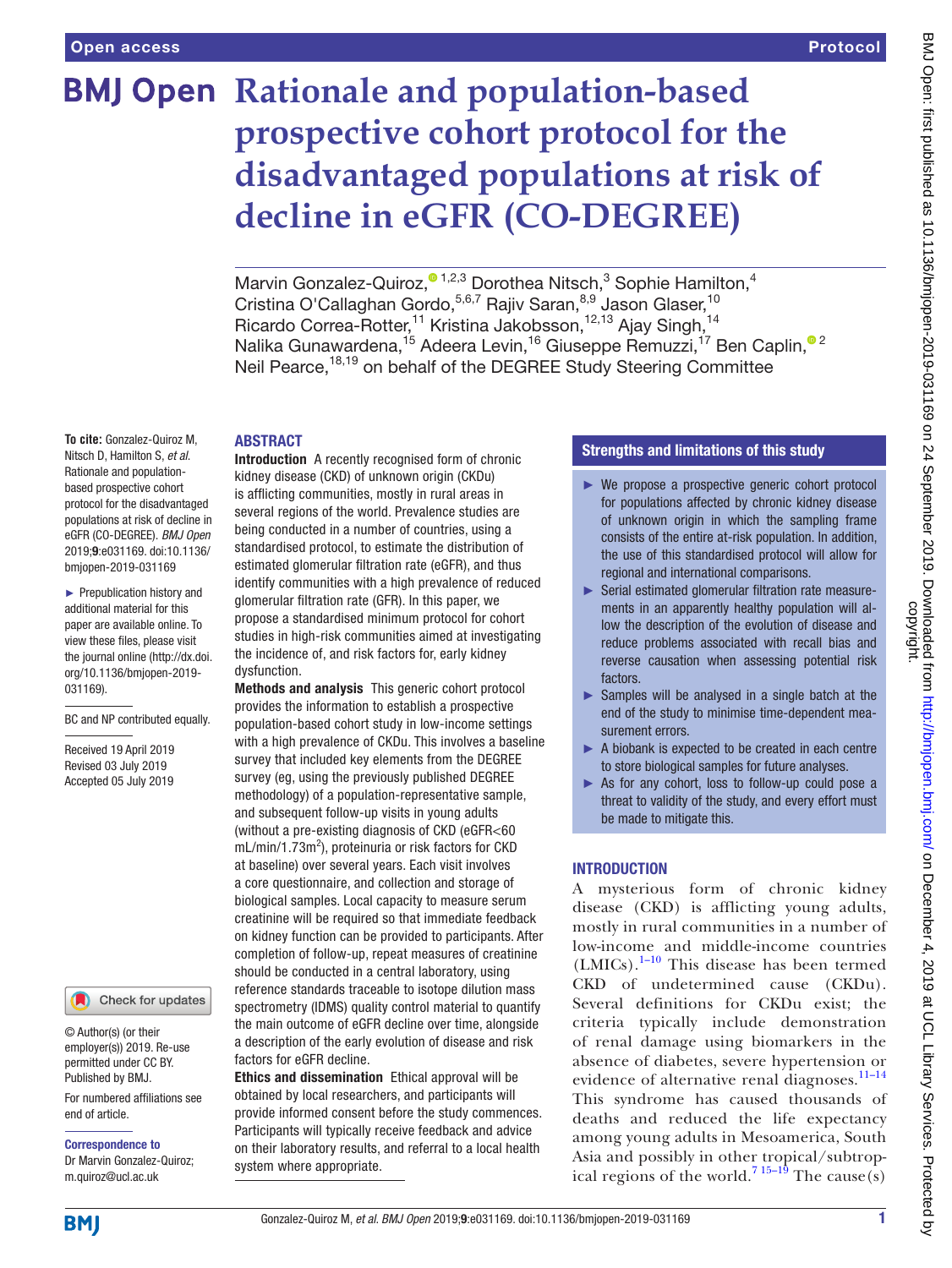# Rationale and population-based prospective cohort protocol for the disadvantaged populations at risk of decline in eGFR (CO-DEGREE)

Marvin Gonzalez-Quiroz,[1,2,3] Dorothea Nitsch,[3] Sophie Hamilton,[4] Cristina O'Callaghan Gordo,[5,6,7] Rajiv Saran,[8,9] Jason Glaser,[10] Ricardo Correa-Rotter,[11] Kristina Jakobsson,[12,13] Ajay Singh,[14] Nalika Gunawardena,[15] Adeera Levin,[16] Giuseppe Remuzzi,[17] Ben Caplin,[2] Neil Pearce,[18,19] on behalf of the DEGREE Study Steering Committee

**To cite:** Gonzalez-Quiroz M, Nitsch D, Hamilton S, *et al*. Rationale and population-based prospective cohort protocol for the disadvantaged populations at risk of decline in eGFR (CO-DEGREE). *BMJ Open* 2019;**9**:e031169. doi:10.1136/bmjopen-2019-031169

► Prepublication history and additional material for this paper are available online. To view these files, please visit the journal online (http://dx.doi.org/10.1136/bmjopen-2019-031169).

BC and NP contributed equally.

Received 19 April 2019
Revised 03 July 2019
Accepted 05 July 2019

© Author(s) (or their employer(s)) 2019. Re-use permitted under CC BY. Published by BMJ.

For numbered affiliations see end of article.

**Correspondence to**
Dr Marvin Gonzalez-Quiroz; m.quiroz@ucl.ac.uk

## ABSTRACT

**Introduction** A recently recognised form of chronic kidney disease (CKD) of unknown origin (CKDu) is afflicting communities, mostly in rural areas in several regions of the world. Prevalence studies are being conducted in a number of countries, using a standardised protocol, to estimate the distribution of estimated glomerular filtration rate (eGFR), and thus identify communities with a high prevalence of reduced glomerular filtration rate (GFR). In this paper, we propose a standardised minimum protocol for cohort studies in high-risk communities aimed at investigating the incidence of, and risk factors for, early kidney dysfunction.

**Methods and analysis** This generic cohort protocol provides the information to establish a prospective population-based cohort study in low-income settings with a high prevalence of CKDu. This involves a baseline survey that included key elements from the DEGREE survey (eg, using the previously published DEGREE methodology) of a population-representative sample, and subsequent follow-up visits in young adults (without a pre-existing diagnosis of CKD (eGFR<60 mL/min/1.73m$^2$), proteinuria or risk factors for CKD at baseline) over several years. Each visit involves a core questionnaire, and collection and storage of biological samples. Local capacity to measure serum creatinine will be required so that immediate feedback on kidney function can be provided to participants. After completion of follow-up, repeat measures of creatinine should be conducted in a central laboratory, using reference standards traceable to isotope dilution mass spectrometry (IDMS) quality control material to quantify the main outcome of eGFR decline over time, alongside a description of the early evolution of disease and risk factors for eGFR decline.

**Ethics and dissemination** Ethical approval will be obtained by local researchers, and participants will provide informed consent before the study commences. Participants will typically receive feedback and advice on their laboratory results, and referral to a local health system where appropriate.

## Strengths and limitations of this study

- ► We propose a prospective generic cohort protocol for populations affected by chronic kidney disease of unknown origin in which the sampling frame consists of the entire at-risk population. In addition, the use of this standardised protocol will allow for regional and international comparisons.
- ► Serial estimated glomerular filtration rate measurements in an apparently healthy population will allow the description of the evolution of disease and reduce problems associated with recall bias and reverse causation when assessing potential risk factors.
- ► Samples will be analysed in a single batch at the end of the study to minimise time-dependent measurement errors.
- ► A biobank is expected to be created in each centre to store biological samples for future analyses.
- ► As for any cohort, loss to follow-up could pose a threat to validity of the study, and every effort must be made to mitigate this.

## INTRODUCTION

A mysterious form of chronic kidney disease (CKD) is afflicting young adults, mostly in rural communities in a number of low-income and middle-income countries (LMICs).[1–10] This disease has been termed CKD of undetermined cause (CKDu). Several definitions for CKDu exist; the criteria typically include demonstration of renal damage using biomarkers in the absence of diabetes, severe hypertension or evidence of alternative renal diagnoses.[11–14] This syndrome has caused thousands of deaths and reduced the life expectancy among young adults in Mesoamerica, South Asia and possibly in other tropical/subtropical regions of the world.[7 15–19] The cause(s)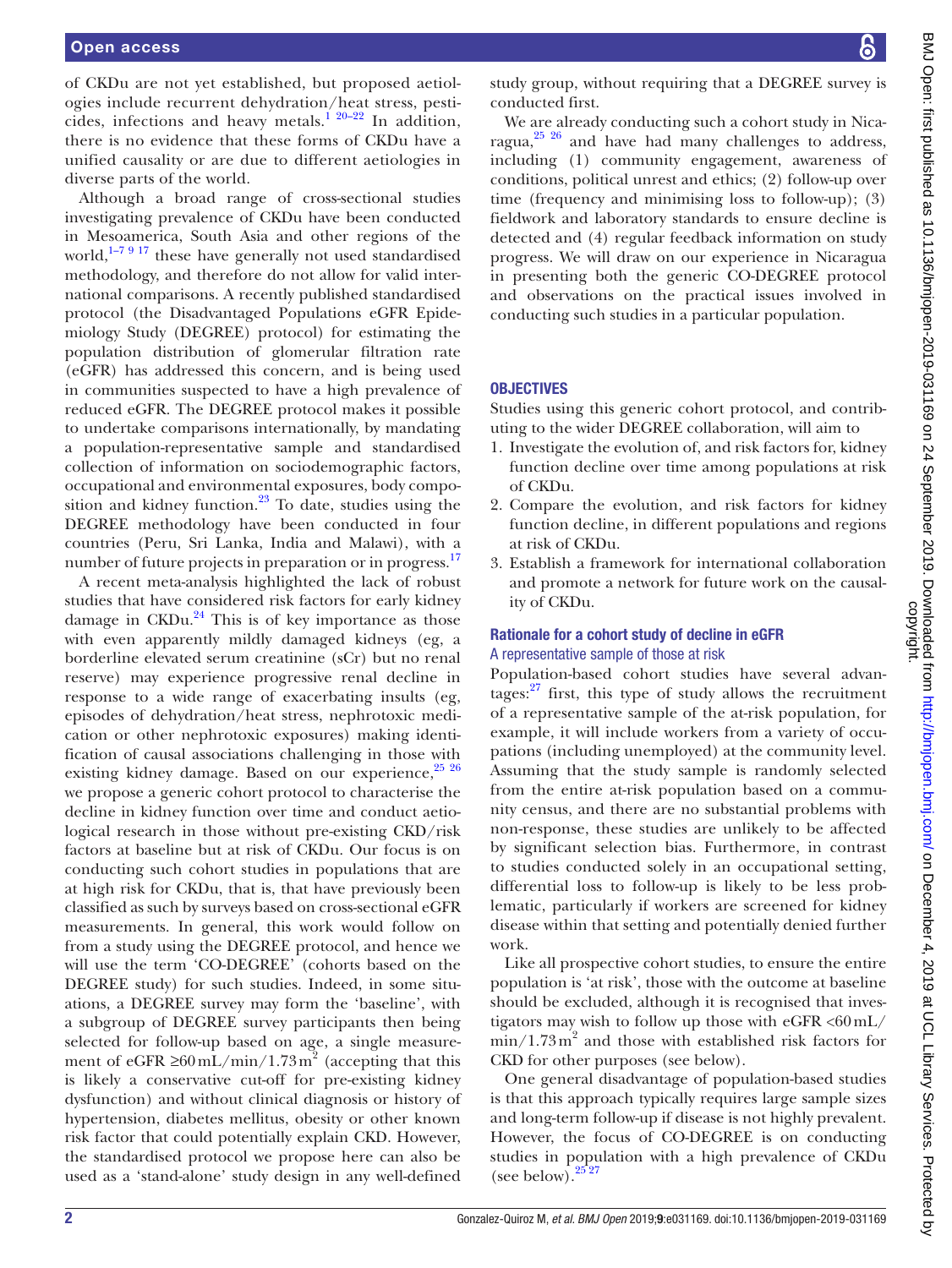of CKDu are not yet established, but proposed aetiologies include recurrent dehydration/heat stress, pesticides, infections and heavy metals.[1 20–22] In addition, there is no evidence that these forms of CKDu have a unified causality or are due to different aetiologies in diverse parts of the world.

Although a broad range of cross-sectional studies investigating prevalence of CKDu have been conducted in Mesoamerica, South Asia and other regions of the world,[1–7 9 17] these have generally not used standardised methodology, and therefore do not allow for valid international comparisons. A recently published standardised protocol (the Disadvantaged Populations eGFR Epidemiology Study (DEGREE) protocol) for estimating the population distribution of glomerular filtration rate (eGFR) has addressed this concern, and is being used in communities suspected to have a high prevalence of reduced eGFR. The DEGREE protocol makes it possible to undertake comparisons internationally, by mandating a population-representative sample and standardised collection of information on sociodemographic factors, occupational and environmental exposures, body composition and kidney function.[23] To date, studies using the DEGREE methodology have been conducted in four countries (Peru, Sri Lanka, India and Malawi), with a number of future projects in preparation or in progress.[17]

A recent meta-analysis highlighted the lack of robust studies that have considered risk factors for early kidney damage in CKDu.[24] This is of key importance as those with even apparently mildly damaged kidneys (eg, a borderline elevated serum creatinine (sCr) but no renal reserve) may experience progressive renal decline in response to a wide range of exacerbating insults (eg, episodes of dehydration/heat stress, nephrotoxic medication or other nephrotoxic exposures) making identification of causal associations challenging in those with existing kidney damage. Based on our experience,[25 26] we propose a generic cohort protocol to characterise the decline in kidney function over time and conduct aetiological research in those without pre-existing CKD/risk factors at baseline but at risk of CKDu. Our focus is on conducting such cohort studies in populations that are at high risk for CKDu, that is, that have previously been classified as such by surveys based on cross-sectional eGFR measurements. In general, this work would follow on from a study using the DEGREE protocol, and hence we will use the term 'CO-DEGREE' (cohorts based on the DEGREE study) for such studies. Indeed, in some situations, a DEGREE survey may form the 'baseline', with a subgroup of DEGREE survey participants then being selected for follow-up based on age, a single measurement of eGFR $\geq$60 mL/min/1.73 m$^2$ (accepting that this is likely a conservative cut-off for pre-existing kidney dysfunction) and without clinical diagnosis or history of hypertension, diabetes mellitus, obesity or other known risk factor that could potentially explain CKD. However, the standardised protocol we propose here can also be used as a 'stand-alone' study design in any well-defined study group, without requiring that a DEGREE survey is conducted first.

We are already conducting such a cohort study in Nicaragua,[25 26] and have had many challenges to address, including (1) community engagement, awareness of conditions, political unrest and ethics; (2) follow-up over time (frequency and minimising loss to follow-up); (3) fieldwork and laboratory standards to ensure decline is detected and (4) regular feedback information on study progress. We will draw on our experience in Nicaragua in presenting both the generic CO-DEGREE protocol and observations on the practical issues involved in conducting such studies in a particular population.

## OBJECTIVES

Studies using this generic cohort protocol, and contributing to the wider DEGREE collaboration, will aim to

1. Investigate the evolution of, and risk factors for, kidney function decline over time among populations at risk of CKDu.
2. Compare the evolution, and risk factors for kidney function decline, in different populations and regions at risk of CKDu.
3. Establish a framework for international collaboration and promote a network for future work on the causality of CKDu.

### Rationale for a cohort study of decline in eGFR

#### A representative sample of those at risk

Population-based cohort studies have several advantages:[27] first, this type of study allows the recruitment of a representative sample of the at-risk population, for example, it will include workers from a variety of occupations (including unemployed) at the community level. Assuming that the study sample is randomly selected from the entire at-risk population based on a community census, and there are no substantial problems with non-response, these studies are unlikely to be affected by significant selection bias. Furthermore, in contrast to studies conducted solely in an occupational setting, differential loss to follow-up is likely to be less problematic, particularly if workers are screened for kidney disease within that setting and potentially denied further work.

Like all prospective cohort studies, to ensure the entire population is 'at risk', those with the outcome at baseline should be excluded, although it is recognised that investigators may wish to follow up those with eGFR <60 mL/min/1.73 m$^2$ and those with established risk factors for CKD for other purposes (see below).

One general disadvantage of population-based studies is that this approach typically requires large sample sizes and long-term follow-up if disease is not highly prevalent. However, the focus of CO-DEGREE is on conducting studies in population with a high prevalence of CKDu (see below).[25 27]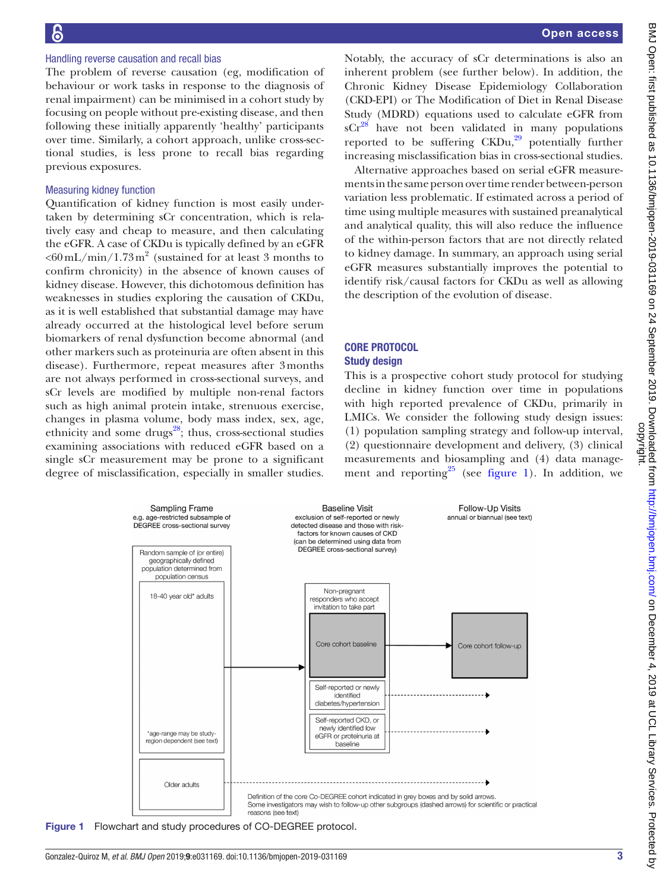### Handling reverse causation and recall bias

The problem of reverse causation (eg, modification of behaviour or work tasks in response to the diagnosis of renal impairment) can be minimised in a cohort study by focusing on people without pre-existing disease, and then following these initially apparently 'healthy' participants over time. Similarly, a cohort approach, unlike cross-sectional studies, is less prone to recall bias regarding previous exposures.

### Measuring kidney function

Quantification of kidney function is most easily undertaken by determining sCr concentration, which is relatively easy and cheap to measure, and then calculating the eGFR. A case of CKDu is typically defined by an eGFR <60 mL/min/1.73 m$^2$ (sustained for at least 3 months to confirm chronicity) in the absence of known causes of kidney disease. However, this dichotomous definition has weaknesses in studies exploring the causation of CKDu, as it is well established that substantial damage may have already occurred at the histological level before serum biomarkers of renal dysfunction become abnormal (and other markers such as proteinuria are often absent in this disease). Furthermore, repeat measures after 3 months are not always performed in cross-sectional surveys, and sCr levels are modified by multiple non-renal factors such as high animal protein intake, strenuous exercise, changes in plasma volume, body mass index, sex, age, ethnicity and some drugs[28]; thus, cross-sectional studies examining associations with reduced eGFR based on a single sCr measurement may be prone to a significant degree of misclassification, especially in smaller studies. Notably, the accuracy of sCr determinations is also an inherent problem (see further below). In addition, the Chronic Kidney Disease Epidemiology Collaboration (CKD-EPI) or The Modification of Diet in Renal Disease Study (MDRD) equations used to calculate eGFR from sCr[28] have not been validated in many populations reported to be suffering CKDu,[29] potentially further increasing misclassification bias in cross-sectional studies.

Alternative approaches based on serial eGFR measurements in the same person over time render between-person variation less problematic. If estimated across a period of time using multiple measures with sustained preanalytical and analytical quality, this will also reduce the influence of the within-person factors that are not directly related to kidney damage. In summary, an approach using serial eGFR measures substantially improves the potential to identify risk/causal factors for CKDu as well as allowing the description of the evolution of disease.

## CORE PROTOCOL

### Study design

This is a prospective cohort study protocol for studying decline in kidney function over time in populations with high reported prevalence of CKDu, primarily in LMICs. We consider the following study design issues: (1) population sampling strategy and follow-up interval, (2) questionnaire development and delivery, (3) clinical measurements and biosampling and (4) data management and reporting[25] (see figure 1). In addition, we

Sampling Frame
e.g. age-restricted subsample of DEGREE cross-sectional survey

Baseline Visit
exclusion of self-reported or newly detected disease and those with risk-factors for known causes of CKD (can be determined using data from DEGREE cross-sectional survey)

Follow-Up Visits
annual or biannual (see text)

Random sample of (or entire) geographically defined population determined from population census

18-40 year old* adults

*age-range may be study-region dependent (see text)

Older adults

Non-pregnant responders who accept invitation to take part

Core cohort baseline

Core cohort follow-up

Self-reported or newly identified diabetes/hypertension

Self-reported CKD, or newly identified low eGFR or proteinuria at baseline

Definition of the core Co-DEGREE cohort indicated in grey boxes and by solid arrows.
Some investigators may wish to follow-up other subgroups (dashed arrows) for scientific or practical reasons (see text)

Figure 1 Flowchart and study procedures of CO-DEGREE protocol.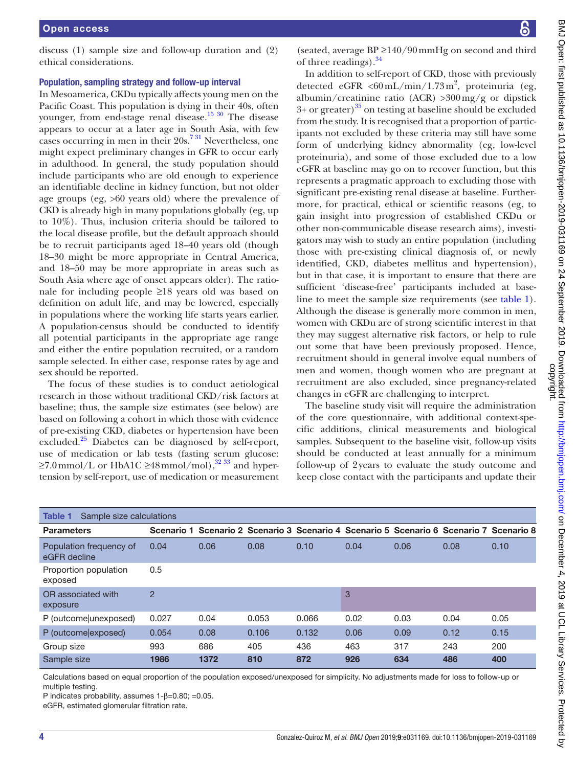discuss (1) sample size and follow-up duration and (2) ethical considerations.

### Population, sampling strategy and follow-up interval

In Mesoamerica, CKDu typically affects young men on the Pacific Coast. This population is dying in their 40s, often younger, from end-stage renal disease.[15 30] The disease appears to occur at a later age in South Asia, with few cases occurring in men in their 20s.[7 31] Nevertheless, one might expect preliminary changes in GFR to occur early in adulthood. In general, the study population should include participants who are old enough to experience an identifiable decline in kidney function, but not older age groups (eg, >60 years old) where the prevalence of CKD is already high in many populations globally (eg, up to 10%). Thus, inclusion criteria should be tailored to the local disease profile, but the default approach should be to recruit participants aged 18–40 years old (though 18–30 might be more appropriate in Central America, and 18–50 may be more appropriate in areas such as South Asia where age of onset appears older). The rationale for including people ≥18 years old was based on definition on adult life, and may be lowered, especially in populations where the working life starts years earlier. A population-census should be conducted to identify all potential participants in the appropriate age range and either the entire population recruited, or a random sample selected. In either case, response rates by age and sex should be reported.

The focus of these studies is to conduct aetiological research in those without traditional CKD/risk factors at baseline; thus, the sample size estimates (see below) are based on following a cohort in which those with evidence of pre-existing CKD, diabetes or hypertension have been excluded.[25] Diabetes can be diagnosed by self-report, use of medication or lab tests (fasting serum glucose: ≥7.0 mmol/L or HbA1C ≥48 mmol/mol),[32 33] and hypertension by self-report, use of medication or measurement (seated, average BP ≥140/90 mm Hg on second and third of three readings).[34]

In addition to self-report of CKD, those with previously detected eGFR <60 mL/min/1.73 m$^2$, proteinuria (eg, albumin/creatinine ratio (ACR) >300 mg/g or dipstick 3+ or greater)[35] on testing at baseline should be excluded from the study. It is recognised that a proportion of participants not excluded by these criteria may still have some form of underlying kidney abnormality (eg, low-level proteinuria), and some of those excluded due to a low eGFR at baseline may go on to recover function, but this represents a pragmatic approach to excluding those with significant pre-existing renal disease at baseline. Furthermore, for practical, ethical or scientific reasons (eg, to gain insight into progression of established CKDu or other non-communicable disease research aims), investigators may wish to study an entire population (including those with pre-existing clinical diagnosis of, or newly identified, CKD, diabetes mellitus and hypertension), but in that case, it is important to ensure that there are sufficient 'disease-free' participants included at baseline to meet the sample size requirements (see table 1). Although the disease is generally more common in men, women with CKDu are of strong scientific interest in that they may suggest alternative risk factors, or help to rule out some that have been previously proposed. Hence, recruitment should in general involve equal numbers of men and women, though women who are pregnant at recruitment are also excluded, since pregnancy-related changes in eGFR are challenging to interpret.

The baseline study visit will require the administration of the core questionnaire, with additional context-specific additions, clinical measurements and biological samples. Subsequent to the baseline visit, follow-up visits should be conducted at least annually for a minimum follow-up of 2 years to evaluate the study outcome and keep close contact with the participants and update their

**Table 1** Sample size calculations

| Parameters | Scenario 1 | Scenario 2 | Scenario 3 | Scenario 4 | Scenario 5 | Scenario 6 | Scenario 7 | Scenario 8 |
|---|---|---|---|---|---|---|---|---|
| Population frequency of eGFR decline | 0.04 | 0.06 | 0.08 | 0.10 | 0.04 | 0.06 | 0.08 | 0.10 |
| Proportion population exposed | 0.5 | | | | | | | |
| OR associated with exposure | 2 | | | | 3 | | | |
| P (outcome\|unexposed) | 0.027 | 0.04 | 0.053 | 0.066 | 0.02 | 0.03 | 0.04 | 0.05 |
| P (outcome\|exposed) | 0.054 | 0.08 | 0.106 | 0.132 | 0.06 | 0.09 | 0.12 | 0.15 |
| Group size | 993 | 686 | 405 | 436 | 463 | 317 | 243 | 200 |
| Sample size | **1986** | **1372** | **810** | **872** | **926** | **634** | **486** | **400** |

Calculations based on equal proportion of the population exposed/unexposed for simplicity. No adjustments made for loss to follow-up or multiple testing.
P indicates probability, assumes 1-β=0.80; =0.05.
eGFR, estimated glomerular filtration rate.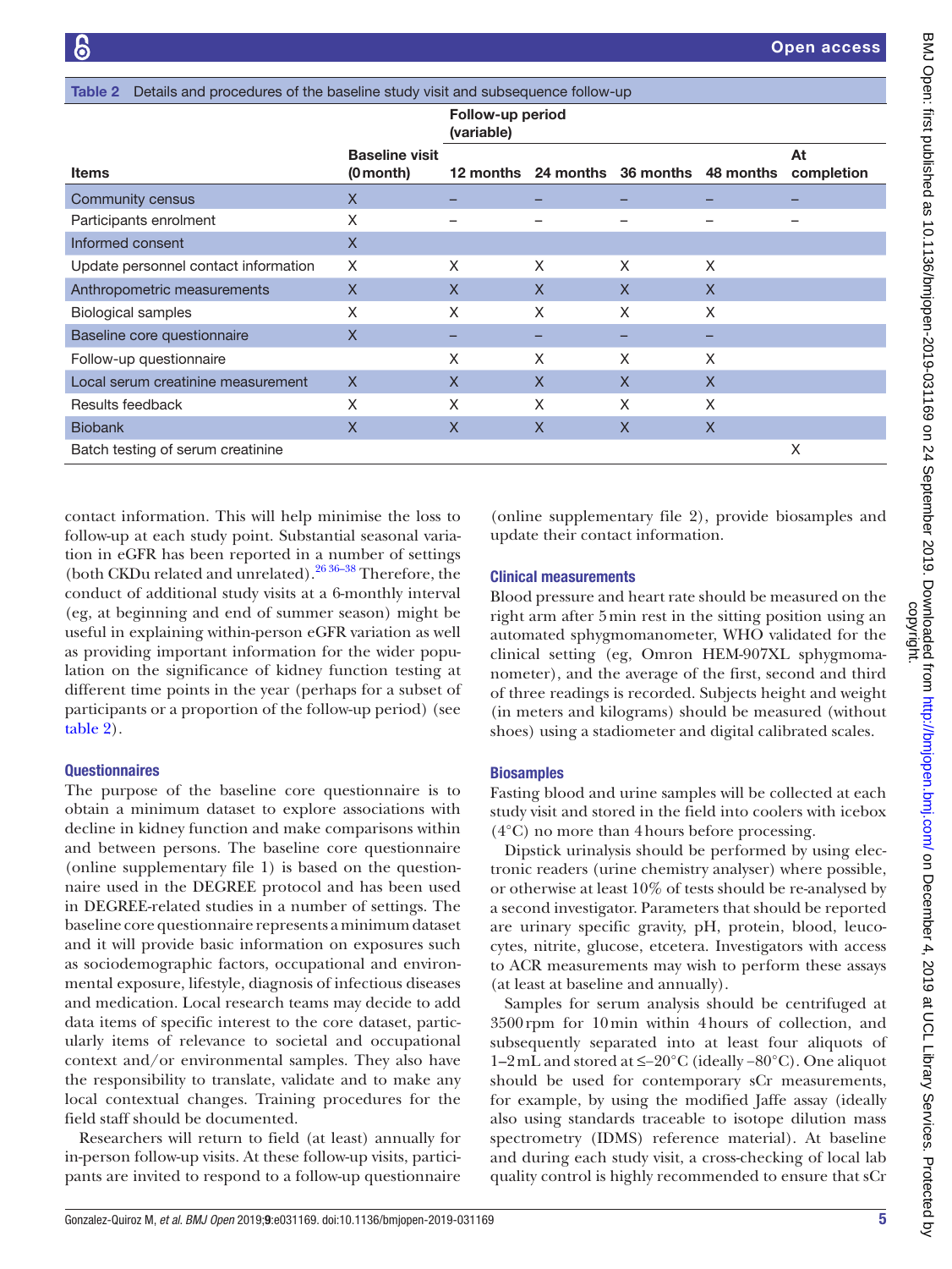Table 2 Details and procedures of the baseline study visit and subsequence follow-up

| Items | Baseline visit (0 month) | Follow-up period (variable) | | | | |
|---|---|---|---|---|---|---|
| | | 12 months | 24 months | 36 months | 48 months | At completion |
| Community census | X | – | – | – | – | – |
| Participants enrolment | X | – | – | – | – | – |
| Informed consent | X | | | | | |
| Update personnel contact information | X | X | X | X | X | |
| Anthropometric measurements | X | X | X | X | X | |
| Biological samples | X | X | X | X | X | |
| Baseline core questionnaire | X | – | – | – | – | |
| Follow-up questionnaire | | X | X | X | X | |
| Local serum creatinine measurement | X | X | X | X | X | |
| Results feedback | X | X | X | X | X | |
| Biobank | X | X | X | X | X | |
| Batch testing of serum creatinine | | | | | | X |

contact information. This will help minimise the loss to follow-up at each study point. Substantial seasonal variation in eGFR has been reported in a number of settings (both CKDu related and unrelated).[26 36–38] Therefore, the conduct of additional study visits at a 6-monthly interval (eg, at beginning and end of summer season) might be useful in explaining within-person eGFR variation as well as providing important information for the wider population on the significance of kidney function testing at different time points in the year (perhaps for a subset of participants or a proportion of the follow-up period) (see table 2).

### Questionnaires

The purpose of the baseline core questionnaire is to obtain a minimum dataset to explore associations with decline in kidney function and make comparisons within and between persons. The baseline core questionnaire (online supplementary file 1) is based on the questionnaire used in the DEGREE protocol and has been used in DEGREE-related studies in a number of settings. The baseline core questionnaire represents a minimum dataset and it will provide basic information on exposures such as sociodemographic factors, occupational and environmental exposure, lifestyle, diagnosis of infectious diseases and medication. Local research teams may decide to add data items of specific interest to the core dataset, particularly items of relevance to societal and occupational context and/or environmental samples. They also have the responsibility to translate, validate and to make any local contextual changes. Training procedures for the field staff should be documented.

Researchers will return to field (at least) annually for in-person follow-up visits. At these follow-up visits, participants are invited to respond to a follow-up questionnaire (online supplementary file 2), provide biosamples and update their contact information.

### Clinical measurements

Blood pressure and heart rate should be measured on the right arm after 5 min rest in the sitting position using an automated sphygmomanometer, WHO validated for the clinical setting (eg, Omron HEM-907XL sphygmomanometer), and the average of the first, second and third of three readings is recorded. Subjects height and weight (in meters and kilograms) should be measured (without shoes) using a stadiometer and digital calibrated scales.

### Biosamples

Fasting blood and urine samples will be collected at each study visit and stored in the field into coolers with icebox (4°C) no more than 4 hours before processing.

Dipstick urinalysis should be performed by using electronic readers (urine chemistry analyser) where possible, or otherwise at least 10% of tests should be re-analysed by a second investigator. Parameters that should be reported are urinary specific gravity, pH, protein, blood, leucocytes, nitrite, glucose, etcetera. Investigators with access to ACR measurements may wish to perform these assays (at least at baseline and annually).

Samples for serum analysis should be centrifuged at 3500 rpm for 10 min within 4 hours of collection, and subsequently separated into at least four aliquots of 1–2 mL and stored at ≤−20°C (ideally −80°C). One aliquot should be used for contemporary sCr measurements, for example, by using the modified Jaffe assay (ideally also using standards traceable to isotope dilution mass spectrometry (IDMS) reference material). At baseline and during each study visit, a cross-checking of local lab quality control is highly recommended to ensure that sCr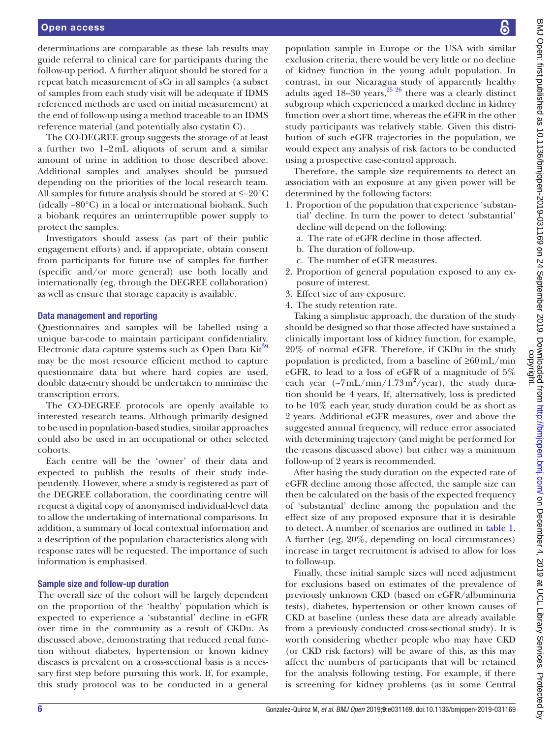determinations are comparable as these lab results may guide referral to clinical care for participants during the follow-up period. A further aliquot should be stored for a repeat batch measurement of sCr in all samples (a subset of samples from each study visit will be adequate if IDMS referenced methods are used on initial measurement) at the end of follow-up using a method traceable to an IDMS reference material (and potentially also cystatin C).

The CO-DEGREE group suggests the storage of at least a further two 1–2 mL aliquots of serum and a similar amount of urine in addition to those described above. Additional samples and analyses should be pursued depending on the priorities of the local research team. All samples for future analysis should be stored at ≤−20°C (ideally −80°C) in a local or international biobank. Such a biobank requires an uninterruptible power supply to protect the samples.

Investigators should assess (as part of their public engagement efforts) and, if appropriate, obtain consent from participants for future use of samples for further (specific and/or more general) use both locally and internationally (eg, through the DEGREE collaboration) as well as ensure that storage capacity is available.

### Data management and reporting

Questionnaires and samples will be labelled using a unique bar-code to maintain participant confidentiality. Electronic data capture systems such as Open Data Kit[39] may be the most resource efficient method to capture questionnaire data but where hard copies are used, double data-entry should be undertaken to minimise the transcription errors.

The CO-DEGREE protocols are openly available to interested research teams. Although primarily designed to be used in population-based studies, similar approaches could also be used in an occupational or other selected cohorts.

Each centre will be the 'owner' of their data and expected to publish the results of their study independently. However, where a study is registered as part of the DEGREE collaboration, the coordinating centre will request a digital copy of anonymised individual-level data to allow the undertaking of international comparisons. In addition, a summary of local contextual information and a description of the population characteristics along with response rates will be requested. The importance of such information is emphasised.

### Sample size and follow-up duration

The overall size of the cohort will be largely dependent on the proportion of the 'healthy' population which is expected to experience a 'substantial' decline in eGFR over time in the community as a result of CKDu. As discussed above, demonstrating that reduced renal function without diabetes, hypertension or known kidney diseases is prevalent on a cross-sectional basis is a necessary first step before pursuing this work. If, for example, this study protocol was to be conducted in a general population sample in Europe or the USA with similar exclusion criteria, there would be very little or no decline of kidney function in the young adult population. In contrast, in our Nicaragua study of apparently healthy adults aged 18–30 years,[25 26] there was a clearly distinct subgroup which experienced a marked decline in kidney function over a short time, whereas the eGFR in the other study participants was relatively stable. Given this distribution of such eGFR trajectories in the population, we would expect any analysis of risk factors to be conducted using a prospective case-control approach.

Therefore, the sample size requirements to detect an association with an exposure at any given power will be determined by the following factors:

1. Proportion of the population that experience 'substantial' decline. In turn the power to detect 'substantial' decline will depend on the following:
   a. The rate of eGFR decline in those affected.
   b. The duration of follow-up.
   c. The number of eGFR measures.
2. Proportion of general population exposed to any exposure of interest.
3. Effect size of any exposure.
4. The study retention rate.

Taking a simplistic approach, the duration of the study should be designed so that those affected have sustained a clinically important loss of kidney function, for example, 20% of normal eGFR. Therefore, if CKDu in the study population is predicted, from a baseline of ≥60 mL/min eGFR, to lead to a loss of eGFR of a magnitude of 5% each year (~7 mL/min/1.73 $m^2$/year), the study duration should be 4 years. If, alternatively, loss is predicted to be 10% each year, study duration could be as short as 2 years. Additional eGFR measures, over and above the suggested annual frequency, will reduce error associated with determining trajectory (and might be performed for the reasons discussed above) but either way a minimum follow-up of 2 years is recommended.

After basing the study duration on the expected rate of eGFR decline among those affected, the sample size can then be calculated on the basis of the expected frequency of 'substantial' decline among the population and the effect size of any proposed exposure that it is desirable to detect. A number of scenarios are outlined in table 1. A further (eg, 20%, depending on local circumstances) increase in target recruitment is advised to allow for loss to follow-up.

Finally, these initial sample sizes will need adjustment for exclusions based on estimates of the prevalence of previously unknown CKD (based on eGFR/albuminuria tests), diabetes, hypertension or other known causes of CKD at baseline (unless these data are already available from a previously conducted cross-sectional study). It is worth considering whether people who may have CKD (or CKD risk factors) will be aware of this, as this may affect the numbers of participants that will be retained for the analysis following testing. For example, if there is screening for kidney problems (as in some Central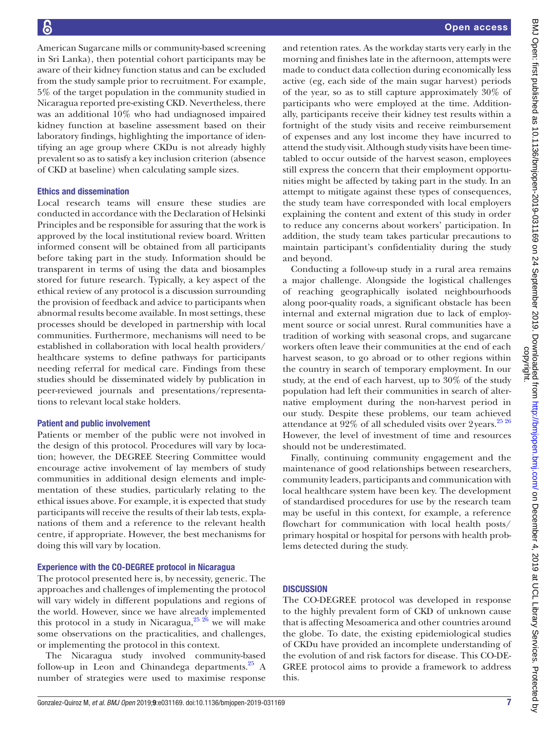American Sugarcane mills or community-based screening in Sri Lanka), then potential cohort participants may be aware of their kidney function status and can be excluded from the study sample prior to recruitment. For example, 5% of the target population in the community studied in Nicaragua reported pre-existing CKD. Nevertheless, there was an additional 10% who had undiagnosed impaired kidney function at baseline assessment based on their laboratory findings, highlighting the importance of identifying an age group where CKDu is not already highly prevalent so as to satisfy a key inclusion criterion (absence of CKD at baseline) when calculating sample sizes.

### Ethics and dissemination

Local research teams will ensure these studies are conducted in accordance with the Declaration of Helsinki Principles and be responsible for assuring that the work is approved by the local institutional review board. Written informed consent will be obtained from all participants before taking part in the study. Information should be transparent in terms of using the data and biosamples stored for future research. Typically, a key aspect of the ethical review of any protocol is a discussion surrounding the provision of feedback and advice to participants when abnormal results become available. In most settings, these processes should be developed in partnership with local communities. Furthermore, mechanisms will need to be established in collaboration with local health providers/healthcare systems to define pathways for participants needing referral for medical care. Findings from these studies should be disseminated widely by publication in peer-reviewed journals and presentations/representations to relevant local stake holders.

### Patient and public involvement

Patients or member of the public were not involved in the design of this protocol. Procedures will vary by location; however, the DEGREE Steering Committee would encourage active involvement of lay members of study communities in additional design elements and implementation of these studies, particularly relating to the ethical issues above. For example, it is expected that study participants will receive the results of their lab tests, explanations of them and a reference to the relevant health centre, if appropriate. However, the best mechanisms for doing this will vary by location.

### Experience with the CO-DEGREE protocol in Nicaragua

The protocol presented here is, by necessity, generic. The approaches and challenges of implementing the protocol will vary widely in different populations and regions of the world. However, since we have already implemented this protocol in a study in Nicaragua,[25 26] we will make some observations on the practicalities, and challenges, or implementing the protocol in this context.

The Nicaragua study involved community-based follow-up in Leon and Chinandega departments.[25] A number of strategies were used to maximise response and retention rates. As the workday starts very early in the morning and finishes late in the afternoon, attempts were made to conduct data collection during economically less active (eg, each side of the main sugar harvest) periods of the year, so as to still capture approximately 30% of participants who were employed at the time. Additionally, participants receive their kidney test results within a fortnight of the study visits and receive reimbursement of expenses and any lost income they have incurred to attend the study visit. Although study visits have been timetabled to occur outside of the harvest season, employees still express the concern that their employment opportunities might be affected by taking part in the study. In an attempt to mitigate against these types of consequences, the study team have corresponded with local employers explaining the content and extent of this study in order to reduce any concerns about workers' participation. In addition, the study team takes particular precautions to maintain participant's confidentiality during the study and beyond.

Conducting a follow-up study in a rural area remains a major challenge. Alongside the logistical challenges of reaching geographically isolated neighbourhoods along poor-quality roads, a significant obstacle has been internal and external migration due to lack of employment source or social unrest. Rural communities have a tradition of working with seasonal crops, and sugarcane workers often leave their communities at the end of each harvest season, to go abroad or to other regions within the country in search of temporary employment. In our study, at the end of each harvest, up to 30% of the study population had left their communities in search of alternative employment during the non-harvest period in our study. Despite these problems, our team achieved attendance at 92% of all scheduled visits over 2 years.[25 26] However, the level of investment of time and resources should not be underestimated.

Finally, continuing community engagement and the maintenance of good relationships between researchers, community leaders, participants and communication with local healthcare system have been key. The development of standardised procedures for use by the research team may be useful in this context, for example, a reference flowchart for communication with local health posts/primary hospital or hospital for persons with health problems detected during the study.

## DISCUSSION

The CO-DEGREE protocol was developed in response to the highly prevalent form of CKD of unknown cause that is affecting Mesoamerica and other countries around the globe. To date, the existing epidemiological studies of CKDu have provided an incomplete understanding of the evolution of and risk factors for disease. This CO-DEGREE protocol aims to provide a framework to address this.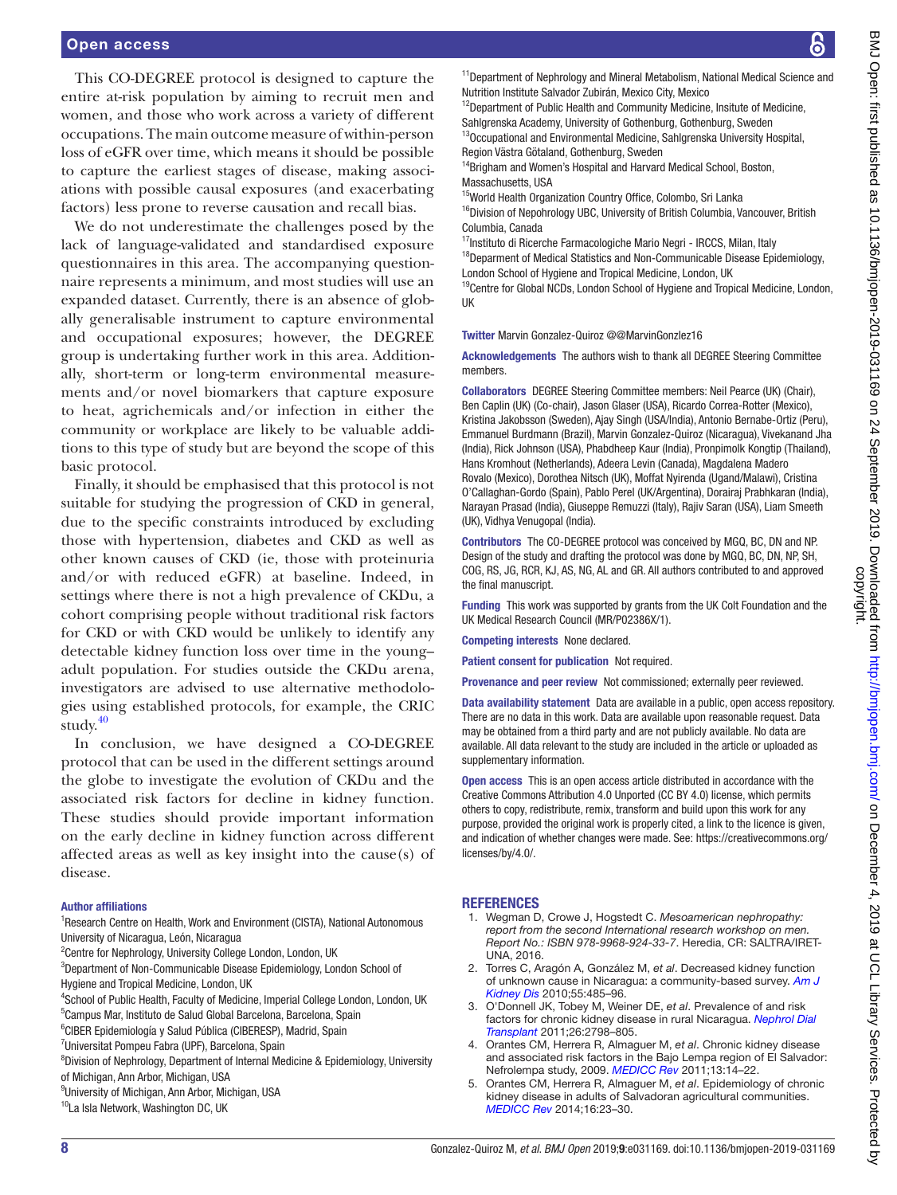This CO-DEGREE protocol is designed to capture the entire at-risk population by aiming to recruit men and women, and those who work across a variety of different occupations. The main outcome measure of within-person loss of eGFR over time, which means it should be possible to capture the earliest stages of disease, making associations with possible causal exposures (and exacerbating factors) less prone to reverse causation and recall bias.

We do not underestimate the challenges posed by the lack of language-validated and standardised exposure questionnaires in this area. The accompanying questionnaire represents a minimum, and most studies will use an expanded dataset. Currently, there is an absence of globally generalisable instrument to capture environmental and occupational exposures; however, the DEGREE group is undertaking further work in this area. Additionally, short-term or long-term environmental measurements and/or novel biomarkers that capture exposure to heat, agrichemicals and/or infection in either the community or workplace are likely to be valuable additions to this type of study but are beyond the scope of this basic protocol.

Finally, it should be emphasised that this protocol is not suitable for studying the progression of CKD in general, due to the specific constraints introduced by excluding those with hypertension, diabetes and CKD as well as other known causes of CKD (ie, those with proteinuria and/or with reduced eGFR) at baseline. Indeed, in settings where there is not a high prevalence of CKDu, a cohort comprising people without traditional risk factors for CKD or with CKD would be unlikely to identify any detectable kidney function loss over time in the young–adult population. For studies outside the CKDu arena, investigators are advised to use alternative methodologies using established protocols, for example, the CRIC study.[40]

In conclusion, we have designed a CO-DEGREE protocol that can be used in the different settings around the globe to investigate the evolution of CKDu and the associated risk factors for decline in kidney function. These studies should provide important information on the early decline in kidney function across different affected areas as well as key insight into the cause(s) of disease.

**Author affiliations**

[1]Research Centre on Health, Work and Environment (CISTA), National Autonomous University of Nicaragua, León, Nicaragua
[2]Centre for Nephrology, University College London, London, UK
[3]Department of Non-Communicable Disease Epidemiology, London School of Hygiene and Tropical Medicine, London, UK
[4]School of Public Health, Faculty of Medicine, Imperial College London, London, UK
[5]Campus Mar, Instituto de Salud Global Barcelona, Barcelona, Spain
[6]CIBER Epidemiología y Salud Pública (CIBERESP), Madrid, Spain
[7]Universitat Pompeu Fabra (UPF), Barcelona, Spain
[8]Division of Nephrology, Department of Internal Medicine & Epidemiology, University of Michigan, Ann Arbor, Michigan, USA
[9]University of Michigan, Ann Arbor, Michigan, USA
[10]La Isla Network, Washington DC, UK
[11]Department of Nephrology and Mineral Metabolism, National Medical Science and Nutrition Institute Salvador Zubirán, Mexico City, Mexico
[12]Department of Public Health and Community Medicine, Insitute of Medicine, Sahlgrenska Academy, University of Gothenburg, Gothenburg, Sweden
[13]Occupational and Environmental Medicine, Sahlgrenska University Hospital, Region Västra Götaland, Gothenburg, Sweden
[14]Brigham and Women's Hospital and Harvard Medical School, Boston, Massachusetts, USA
[15]World Health Organization Country Office, Colombo, Sri Lanka
[16]Division of Nepohrology UBC, University of British Columbia, Vancouver, British Columbia, Canada
[17]Instituto di Ricerche Farmacologiche Mario Negri - IRCCS, Milan, Italy
[18]Deparment of Medical Statistics and Non-Communicable Disease Epidemiology, London School of Hygiene and Tropical Medicine, London, UK
[19]Centre for Global NCDs, London School of Hygiene and Tropical Medicine, London, UK

**Twitter** Marvin Gonzalez-Quiroz @@MarvinGonzlez16

**Acknowledgements** The authors wish to thank all DEGREE Steering Committee members.

**Collaborators** DEGREE Steering Committee members: Neil Pearce (UK) (Chair), Ben Caplin (UK) (Co-chair), Jason Glaser (USA), Ricardo Correa-Rotter (Mexico), Kristina Jakobsson (Sweden), Ajay Singh (USA/India), Antonio Bernabe-Ortiz (Peru), Emmanuel Burdmann (Brazil), Marvin Gonzalez-Quiroz (Nicaragua), Vivekanand Jha (India), Rick Johnson (USA), Phabdheep Kaur (India), Pronpimolk Kongtip (Thailand), Hans Kromhout (Netherlands), Adeera Levin (Canada), Magdalena Madero Rovalo (Mexico), Dorothea Nitsch (UK), Moffat Nyirenda (Ugand/Malawi), Cristina O'Callaghan-Gordo (Spain), Pablo Perel (UK/Argentina), Dorairaj Prabhkaran (India), Narayan Prasad (India), Giuseppe Remuzzi (Italy), Rajiv Saran (USA), Liam Smeeth (UK), Vidhya Venugopal (India).

**Contributors** The CO-DEGREE protocol was conceived by MGQ, BC, DN and NP. Design of the study and drafting the protocol was done by MGQ, BC, DN, NP, SH, COG, RS, JG, RCR, KJ, AS, NG, AL and GR. All authors contributed to and approved the final manuscript.

**Funding** This work was supported by grants from the UK Colt Foundation and the UK Medical Research Council (MR/P02386X/1).

**Competing interests** None declared.

**Patient consent for publication** Not required.

**Provenance and peer review** Not commissioned; externally peer reviewed.

**Data availability statement** Data are available in a public, open access repository. There are no data in this work. Data are available upon reasonable request. Data may be obtained from a third party and are not publicly available. No data are available. All data relevant to the study are included in the article or uploaded as supplementary information.

**Open access** This is an open access article distributed in accordance with the Creative Commons Attribution 4.0 Unported (CC BY 4.0) license, which permits others to copy, redistribute, remix, transform and build upon this work for any purpose, provided the original work is properly cited, a link to the licence is given, and indication of whether changes were made. See: https://creativecommons.org/licenses/by/4.0/.

## REFERENCES

1. Wegman D, Crowe J, Hogstedt C. *Mesoamerican nephropathy: report from the second International research workshop on men. Report No.: ISBN 978-9968-924-33-7*. Heredia, CR: SALTRA/IRET-UNA, 2016.
2. Torres C, Aragón A, González M, *et al*. Decreased kidney function of unknown cause in Nicaragua: a community-based survey. *Am J Kidney Dis* 2010;55:485–96.
3. O'Donnell JK, Tobey M, Weiner DE, *et al*. Prevalence of and risk factors for chronic kidney disease in rural Nicaragua. *Nephrol Dial Transplant* 2011;26:2798–805.
4. Orantes CM, Herrera R, Almaguer M, *et al*. Chronic kidney disease and associated risk factors in the Bajo Lempa region of El Salvador: Nefrolempa study, 2009. *MEDICC Rev* 2011;13:14–22.
5. Orantes CM, Herrera R, Almaguer M, *et al*. Epidemiology of chronic kidney disease in adults of Salvadoran agricultural communities. *MEDICC Rev* 2014;16:23–30.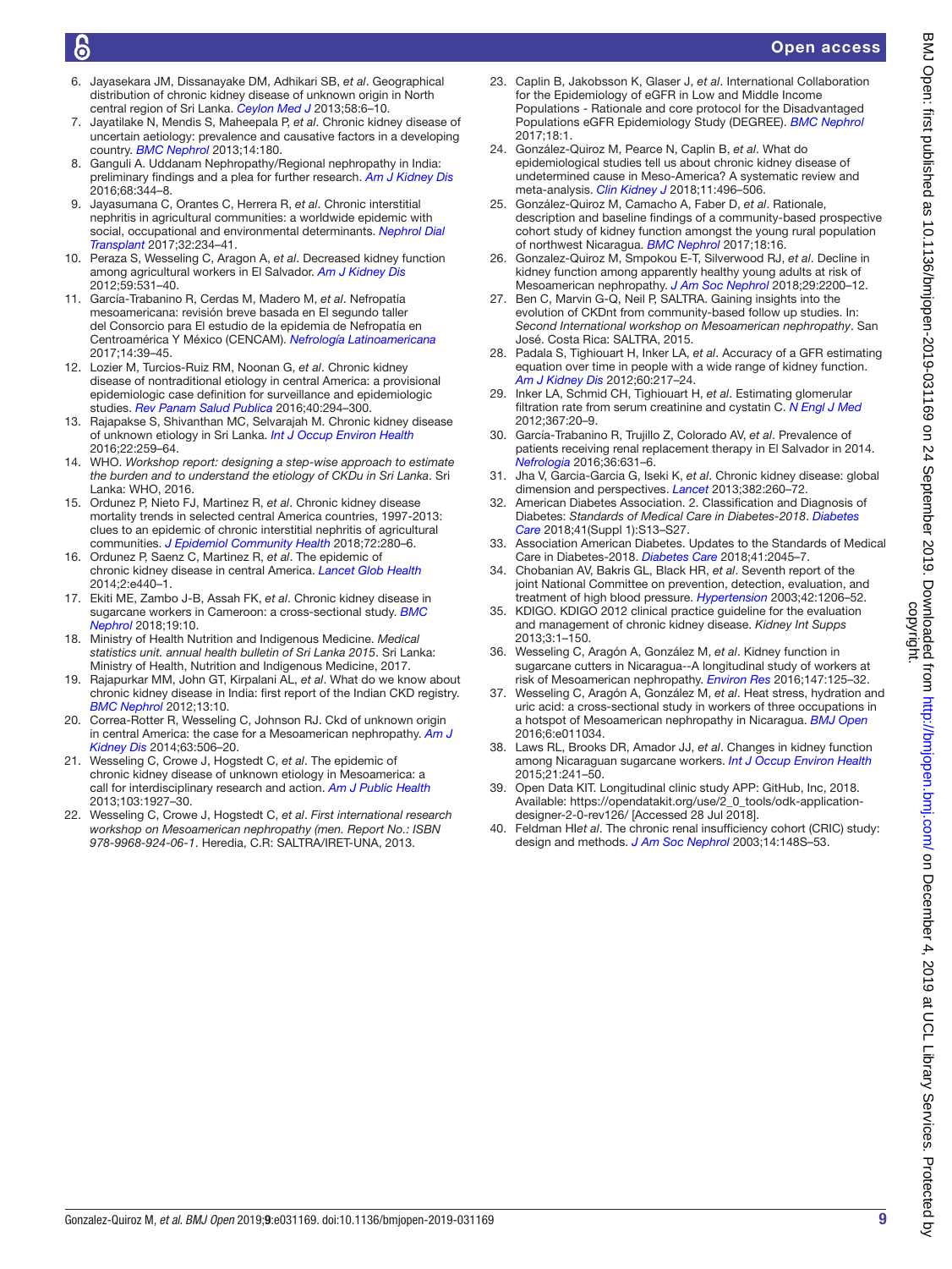6. Jayasekara JM, Dissanayake DM, Adhikari SB, *et al*. Geographical distribution of chronic kidney disease of unknown origin in North central region of Sri Lanka. *Ceylon Med J* 2013;58:6–10.
7. Jayatilake N, Mendis S, Maheepala P, *et al*. Chronic kidney disease of uncertain aetiology: prevalence and causative factors in a developing country. *BMC Nephrol* 2013;14:180.
8. Ganguli A. Uddanam Nephropathy/Regional nephropathy in India: preliminary findings and a plea for further research. *Am J Kidney Dis* 2016;68:344–8.
9. Jayasumana C, Orantes C, Herrera R, *et al*. Chronic interstitial nephritis in agricultural communities: a worldwide epidemic with social, occupational and environmental determinants. *Nephrol Dial Transplant* 2017;32:234–41.
10. Peraza S, Wesseling C, Aragon A, *et al*. Decreased kidney function among agricultural workers in El Salvador. *Am J Kidney Dis* 2012;59:531–40.
11. García-Trabanino R, Cerdas M, Madero M, *et al*. Nefropatía mesoamericana: revisión breve basada en El segundo taller del Consorcio para El estudio de la epidemia de Nefropatía en Centroamérica Y México (CENCAM). *Nefrología Latinoamericana* 2017;14:39–45.
12. Lozier M, Turcios-Ruiz RM, Noonan G, *et al*. Chronic kidney disease of nontraditional etiology in central America: a provisional epidemiologic case definition for surveillance and epidemiologic studies. *Rev Panam Salud Publica* 2016;40:294–300.
13. Rajapakse S, Shivanthan MC, Selvarajah M. Chronic kidney disease of unknown etiology in Sri Lanka. *Int J Occup Environ Health* 2016;22:259–64.
14. WHO. *Workshop report: designing a step-wise approach to estimate the burden and to understand the etiology of CKDu in Sri Lanka*. Sri Lanka: WHO, 2016.
15. Ordunez P, Nieto FJ, Martinez R, *et al*. Chronic kidney disease mortality trends in selected central America countries, 1997-2013: clues to an epidemic of chronic interstitial nephritis of agricultural communities. *J Epidemiol Community Health* 2018;72:280–6.
16. Ordunez P, Saenz C, Martinez R, *et al*. The epidemic of chronic kidney disease in central America. *Lancet Glob Health* 2014;2:e440–1.
17. Ekiti ME, Zambo J-B, Assah FK, *et al*. Chronic kidney disease in sugarcane workers in Cameroon: a cross-sectional study. *BMC Nephrol* 2018;19:10.
18. Ministry of Health Nutrition and Indigenous Medicine. *Medical statistics unit. annual health bulletin of Sri Lanka 2015*. Sri Lanka: Ministry of Health, Nutrition and Indigenous Medicine, 2017.
19. Rajapurkar MM, John GT, Kirpalani AL, *et al*. What do we know about chronic kidney disease in India: first report of the Indian CKD registry. *BMC Nephrol* 2012;13:10.
20. Correa-Rotter R, Wesseling C, Johnson RJ. Ckd of unknown origin in central America: the case for a Mesoamerican nephropathy. *Am J Kidney Dis* 2014;63:506–20.
21. Wesseling C, Crowe J, Hogstedt C, *et al*. The epidemic of chronic kidney disease of unknown etiology in Mesoamerica: a call for interdisciplinary research and action. *Am J Public Health* 2013;103:1927–30.
22. Wesseling C, Crowe J, Hogstedt C, *et al*. *First international research workshop on Mesoamerican nephropathy (men. Report No.: ISBN 978-9968-924-06-1*. Heredia, C.R: SALTRA/IRET-UNA, 2013.
23. Caplin B, Jakobsson K, Glaser J, *et al*. International Collaboration for the Epidemiology of eGFR in Low and Middle Income Populations - Rationale and core protocol for the Disadvantaged Populations eGFR Epidemiology Study (DEGREE). *BMC Nephrol* 2017;18:1.
24. González-Quiroz M, Pearce N, Caplin B, *et al*. What do epidemiological studies tell us about chronic kidney disease of undetermined cause in Meso-America? A systematic review and meta-analysis. *Clin Kidney J* 2018;11:496–506.
25. González-Quiroz M, Camacho A, Faber D, *et al*. Rationale, description and baseline findings of a community-based prospective cohort study of kidney function amongst the young rural population of northwest Nicaragua. *BMC Nephrol* 2017;18:16.
26. Gonzalez-Quiroz M, Smpokou E-T, Silverwood RJ, *et al*. Decline in kidney function among apparently healthy young adults at risk of Mesoamerican nephropathy. *J Am Soc Nephrol* 2018;29:2200–12.
27. Ben C, Marvin G-Q, Neil P, SALTRA. Gaining insights into the evolution of CKDnt from community-based follow up studies. In: *Second International workshop on Mesoamerican nephropathy*. San José. Costa Rica: SALTRA, 2015.
28. Padala S, Tighiouart H, Inker LA, *et al*. Accuracy of a GFR estimating equation over time in people with a wide range of kidney function. *Am J Kidney Dis* 2012;60:217–24.
29. Inker LA, Schmid CH, Tighiouart H, *et al*. Estimating glomerular filtration rate from serum creatinine and cystatin C. *N Engl J Med* 2012;367:20–9.
30. García-Trabanino R, Trujillo Z, Colorado AV, *et al*. Prevalence of patients receiving renal replacement therapy in El Salvador in 2014. *Nefrologia* 2016;36:631–6.
31. Jha V, Garcia-Garcia G, Iseki K, *et al*. Chronic kidney disease: global dimension and perspectives. *Lancet* 2013;382:260–72.
32. American Diabetes Association. 2. Classification and Diagnosis of Diabetes: *Standards of Medical Care in Diabetes-2018*. *Diabetes Care* 2018;41(Suppl 1):S13–S27.
33. Association American Diabetes. Updates to the Standards of Medical Care in Diabetes-2018. *Diabetes Care* 2018;41:2045–7.
34. Chobanian AV, Bakris GL, Black HR, *et al*. Seventh report of the joint National Committee on prevention, detection, evaluation, and treatment of high blood pressure. *Hypertension* 2003;42:1206–52.
35. KDIGO. KDIGO 2012 clinical practice guideline for the evaluation and management of chronic kidney disease. *Kidney Int Supps* 2013;3:1–150.
36. Wesseling C, Aragón A, González M, *et al*. Kidney function in sugarcane cutters in Nicaragua--A longitudinal study of workers at risk of Mesoamerican nephropathy. *Environ Res* 2016;147:125–32.
37. Wesseling C, Aragón A, González M, *et al*. Heat stress, hydration and uric acid: a cross-sectional study in workers of three occupations in a hotspot of Mesoamerican nephropathy in Nicaragua. *BMJ Open* 2016;6:e011034.
38. Laws RL, Brooks DR, Amador JJ, *et al*. Changes in kidney function among Nicaraguan sugarcane workers. *Int J Occup Environ Health* 2015;21:241–50.
39. Open Data KIT. Longitudinal clinic study APP: GitHub, Inc, 2018. Available: https://opendatakit.org/use/2_0_tools/odk-application-designer-2-0-rev126/ [Accessed 28 Jul 2018].
40. Feldman HI*et al*. The chronic renal insufficiency cohort (CRIC) study: design and methods. *J Am Soc Nephrol* 2003;14:148S–53.